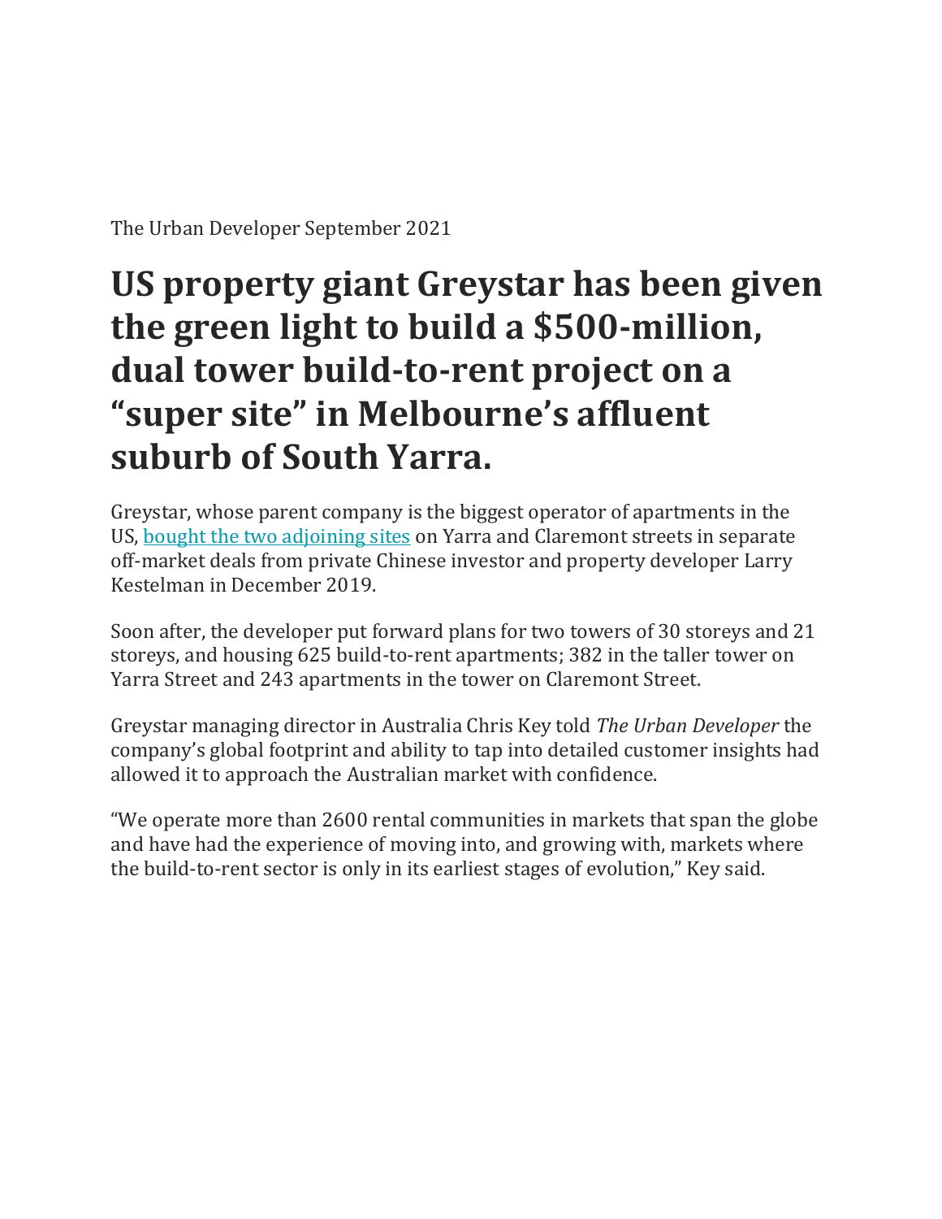The Urban Developer September 2021

# US property giant Greystar has been given the green light to build a $500-million, dual tower build-to-rent project on a “super site” in Melbourne’s affluent suburb of South Yarra.

Greystar, whose parent company is the biggest operator of apartments in the US, [bought the two adjoining sites]() on Yarra and Claremont streets in separate off-market deals from private Chinese investor and property developer Larry Kestelman in December 2019.

Soon after, the developer put forward plans for two towers of 30 storeys and 21 storeys, and housing 625 build-to-rent apartments; 382 in the taller tower on Yarra Street and 243 apartments in the tower on Claremont Street.

Greystar managing director in Australia Chris Key told *The Urban Developer* the company’s global footprint and ability to tap into detailed customer insights had allowed it to approach the Australian market with confidence.

“We operate more than 2600 rental communities in markets that span the globe and have had the experience of moving into, and growing with, markets where the build-to-rent sector is only in its earliest stages of evolution,” Key said.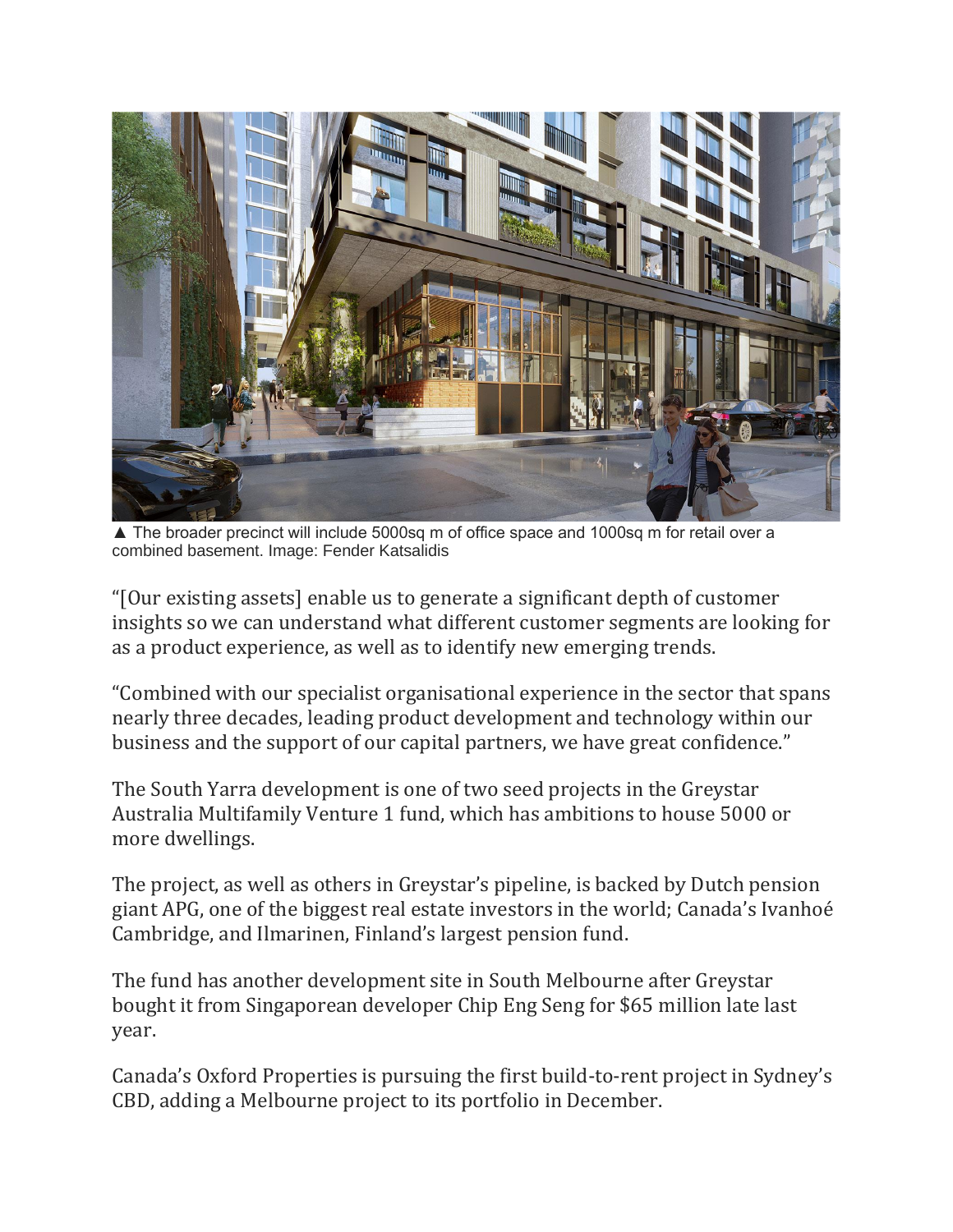▲ The broader precinct will include 5000sq m of office space and 1000sq m for retail over a combined basement. Image: Fender Katsalidis

“[Our existing assets] enable us to generate a significant depth of customer insights so we can understand what different customer segments are looking for as a product experience, as well as to identify new emerging trends.

“Combined with our specialist organisational experience in the sector that spans nearly three decades, leading product development and technology within our business and the support of our capital partners, we have great confidence.”

The South Yarra development is one of two seed projects in the Greystar Australia Multifamily Venture 1 fund, which has ambitions to house 5000 or more dwellings.

The project, as well as others in Greystar’s pipeline, is backed by Dutch pension giant APG, one of the biggest real estate investors in the world; Canada’s Ivanhoé Cambridge, and Ilmarinen, Finland’s largest pension fund.

The fund has another development site in South Melbourne after Greystar bought it from Singaporean developer Chip Eng Seng for $65 million late last year.

Canada’s Oxford Properties is pursuing the first build-to-rent project in Sydney’s CBD, adding a Melbourne project to its portfolio in December.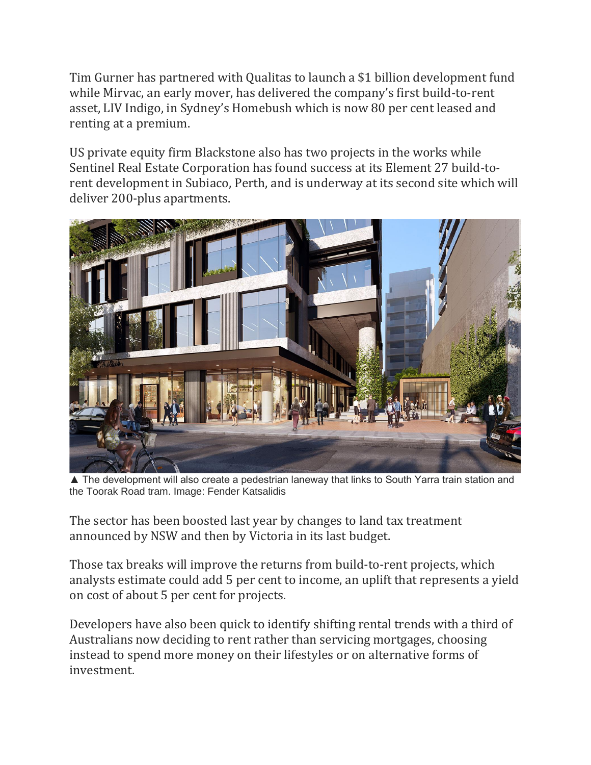Tim Gurner has partnered with Qualitas to launch a $1 billion development fund while Mirvac, an early mover, has delivered the company's first build-to-rent asset, LIV Indigo, in Sydney's Homebush which is now 80 per cent leased and renting at a premium.

US private equity firm Blackstone also has two projects in the works while Sentinel Real Estate Corporation has found success at its Element 27 build-to-rent development in Subiaco, Perth, and is underway at its second site which will deliver 200-plus apartments.

▲ The development will also create a pedestrian laneway that links to South Yarra train station and the Toorak Road tram. Image: Fender Katsalidis

The sector has been boosted last year by changes to land tax treatment announced by NSW and then by Victoria in its last budget.

Those tax breaks will improve the returns from build-to-rent projects, which analysts estimate could add 5 per cent to income, an uplift that represents a yield on cost of about 5 per cent for projects.

Developers have also been quick to identify shifting rental trends with a third of Australians now deciding to rent rather than servicing mortgages, choosing instead to spend more money on their lifestyles or on alternative forms of investment.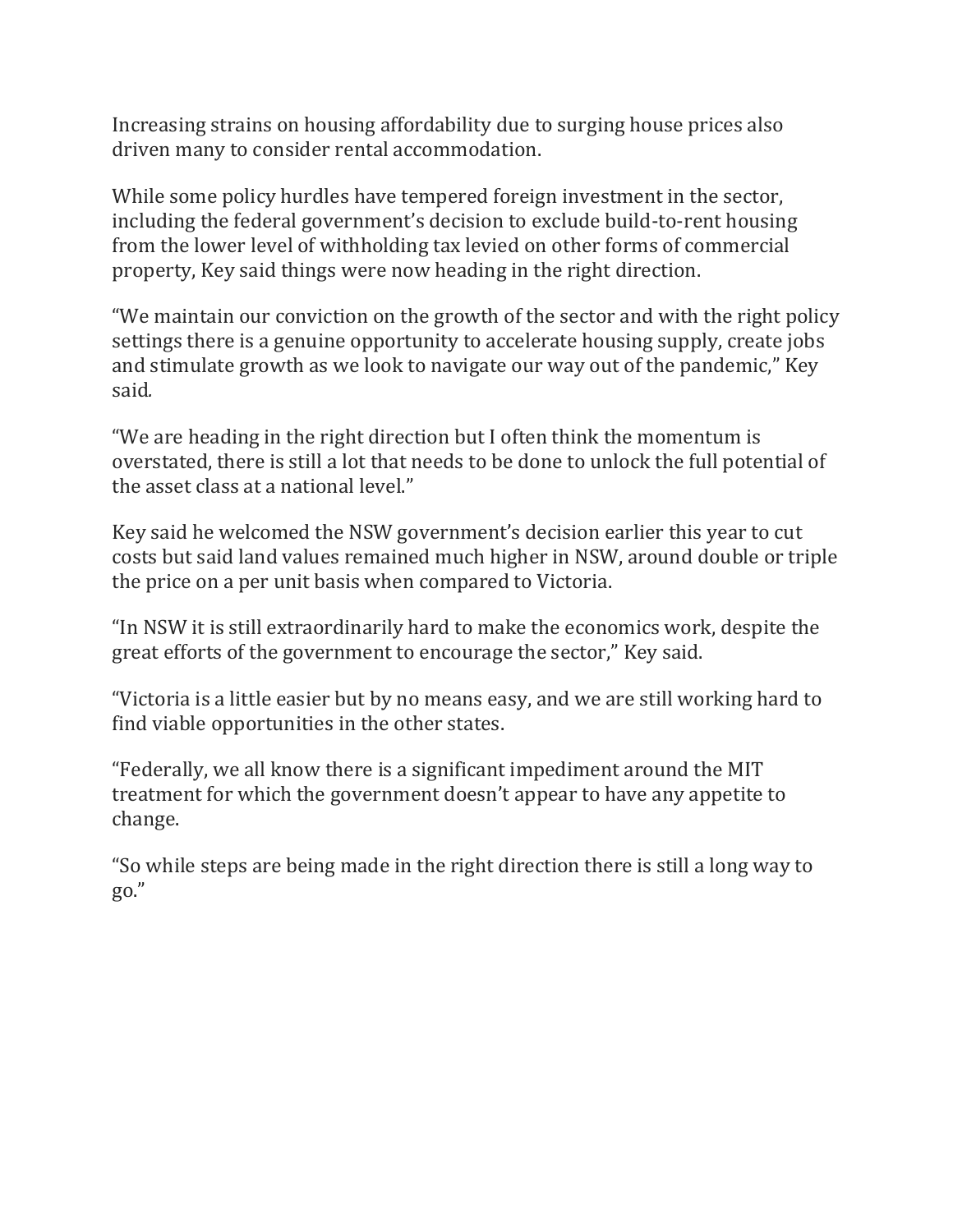Increasing strains on housing affordability due to surging house prices also driven many to consider rental accommodation.

While some policy hurdles have tempered foreign investment in the sector, including the federal government's decision to exclude build-to-rent housing from the lower level of withholding tax levied on other forms of commercial property, Key said things were now heading in the right direction.

"We maintain our conviction on the growth of the sector and with the right policy settings there is a genuine opportunity to accelerate housing supply, create jobs and stimulate growth as we look to navigate our way out of the pandemic," Key said.

"We are heading in the right direction but I often think the momentum is overstated, there is still a lot that needs to be done to unlock the full potential of the asset class at a national level."

Key said he welcomed the NSW government's decision earlier this year to cut costs but said land values remained much higher in NSW, around double or triple the price on a per unit basis when compared to Victoria.

"In NSW it is still extraordinarily hard to make the economics work, despite the great efforts of the government to encourage the sector," Key said.

"Victoria is a little easier but by no means easy, and we are still working hard to find viable opportunities in the other states.

"Federally, we all know there is a significant impediment around the MIT treatment for which the government doesn't appear to have any appetite to change.

"So while steps are being made in the right direction there is still a long way to go."